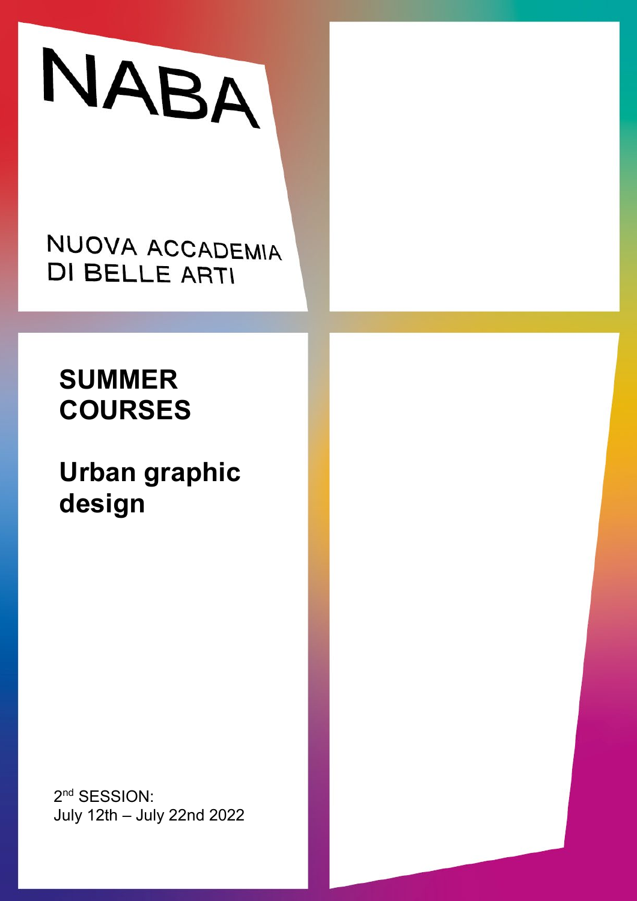NABA

NUOVA ACCADEMIA DI BELLE ARTI

# SUMMER COURSES

# Urban graphic design

2nd SESSION:
July 12th – July 22nd 2022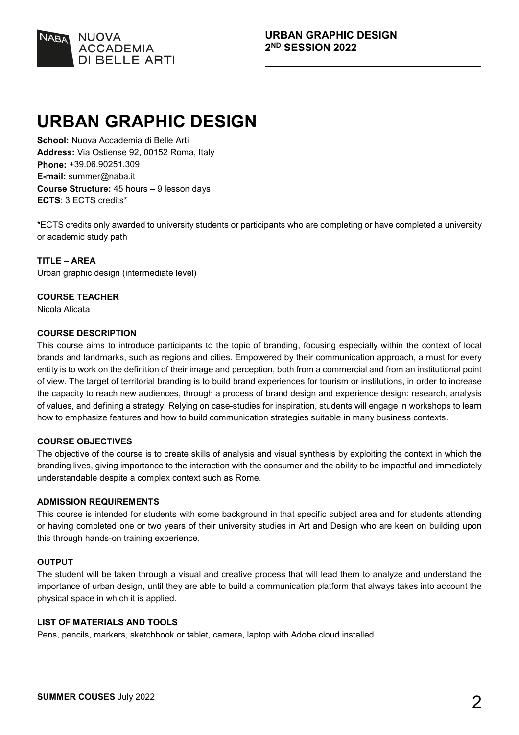# URBAN GRAPHIC DESIGN

**School:** Nuova Accademia di Belle Arti
**Address:** Via Ostiense 92, 00152 Roma, Italy
**Phone:** +39.06.90251.309
**E-mail:** summer@naba.it
**Course Structure:** 45 hours – 9 lesson days
**ECTS**: 3 ECTS credits*

*ECTS credits only awarded to university students or participants who are completing or have completed a university or academic study path

**TITLE – AREA**
Urban graphic design (intermediate level)

**COURSE TEACHER**
Nicola Alicata

**COURSE DESCRIPTION**
This course aims to introduce participants to the topic of branding, focusing especially within the context of local brands and landmarks, such as regions and cities. Empowered by their communication approach, a must for every entity is to work on the definition of their image and perception, both from a commercial and from an institutional point of view. The target of territorial branding is to build brand experiences for tourism or institutions, in order to increase the capacity to reach new audiences, through a process of brand design and experience design: research, analysis of values, and defining a strategy. Relying on case-studies for inspiration, students will engage in workshops to learn how to emphasize features and how to build communication strategies suitable in many business contexts.

**COURSE OBJECTIVES**
The objective of the course is to create skills of analysis and visual synthesis by exploiting the context in which the branding lives, giving importance to the interaction with the consumer and the ability to be impactful and immediately understandable despite a complex context such as Rome.

**ADMISSION REQUIREMENTS**
This course is intended for students with some background in that specific subject area and for students attending or having completed one or two years of their university studies in Art and Design who are keen on building upon this through hands-on training experience.

**OUTPUT**
The student will be taken through a visual and creative process that will lead them to analyze and understand the importance of urban design, until they are able to build a communication platform that always takes into account the physical space in which it is applied.

**LIST OF MATERIALS AND TOOLS**
Pens, pencils, markers, sketchbook or tablet, camera, laptop with Adobe cloud installed.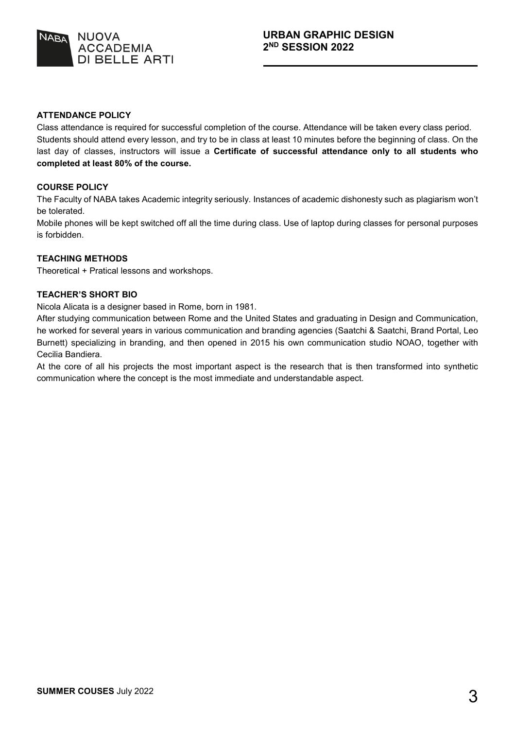## ATTENDANCE POLICY

Class attendance is required for successful completion of the course. Attendance will be taken every class period. Students should attend every lesson, and try to be in class at least 10 minutes before the beginning of class. On the last day of classes, instructors will issue a **Certificate of successful attendance only to all students who completed at least 80% of the course.**

## COURSE POLICY

The Faculty of NABA takes Academic integrity seriously. Instances of academic dishonesty such as plagiarism won't be tolerated.

Mobile phones will be kept switched off all the time during class. Use of laptop during classes for personal purposes is forbidden.

## TEACHING METHODS

Theoretical + Pratical lessons and workshops.

## TEACHER'S SHORT BIO

Nicola Alicata is a designer based in Rome, born in 1981.

After studying communication between Rome and the United States and graduating in Design and Communication, he worked for several years in various communication and branding agencies (Saatchi & Saatchi, Brand Portal, Leo Burnett) specializing in branding, and then opened in 2015 his own communication studio NOAO, together with Cecilia Bandiera.

At the core of all his projects the most important aspect is the research that is then transformed into synthetic communication where the concept is the most immediate and understandable aspect.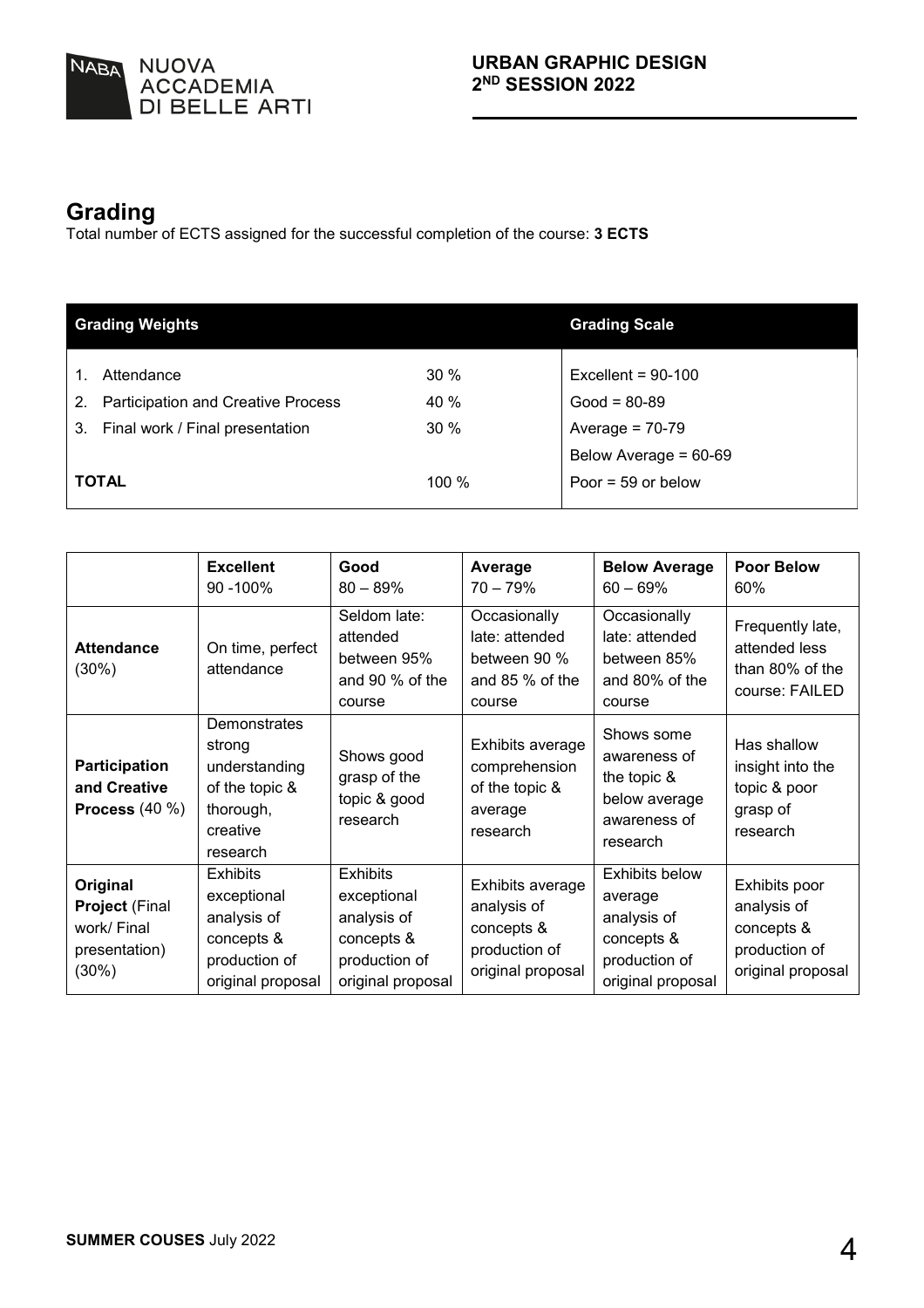## Grading

Total number of ECTS assigned for the successful completion of the course: **3 ECTS**

| Grading Weights | | Grading Scale |
|---|---|---|
| 1. Attendance | 30 % | Excellent = 90-100 |
| 2. Participation and Creative Process | 40 % | Good = 80-89 |
| 3. Final work / Final presentation | 30 % | Average = 70-79 |
| | | Below Average = 60-69 |
| **TOTAL** | 100 % | Poor = 59 or below |

| | **Excellent** 90 -100% | **Good** 80 – 89% | **Average** 70 – 79% | **Below Average** 60 – 69% | **Poor Below** 60% |
|---|---|---|---|---|---|
| **Attendance** (30%) | On time, perfect attendance | Seldom late: attended between 95% and 90 % of the course | Occasionally late: attended between 90 % and 85 % of the course | Occasionally late: attended between 85% and 80% of the course | Frequently late, attended less than 80% of the course: FAILED |
| **Participation and Creative Process** (40 %) | Demonstrates strong understanding of the topic & thorough, creative research | Shows good grasp of the topic & good research | Exhibits average comprehension of the topic & average research | Shows some awareness of the topic & below average awareness of research | Has shallow insight into the topic & poor grasp of research |
| **Original Project** (Final work/ Final presentation) (30%) | Exhibits exceptional analysis of concepts & production of original proposal | Exhibits exceptional analysis of concepts & production of original proposal | Exhibits average analysis of concepts & production of original proposal | Exhibits below average analysis of concepts & production of original proposal | Exhibits poor analysis of concepts & production of original proposal |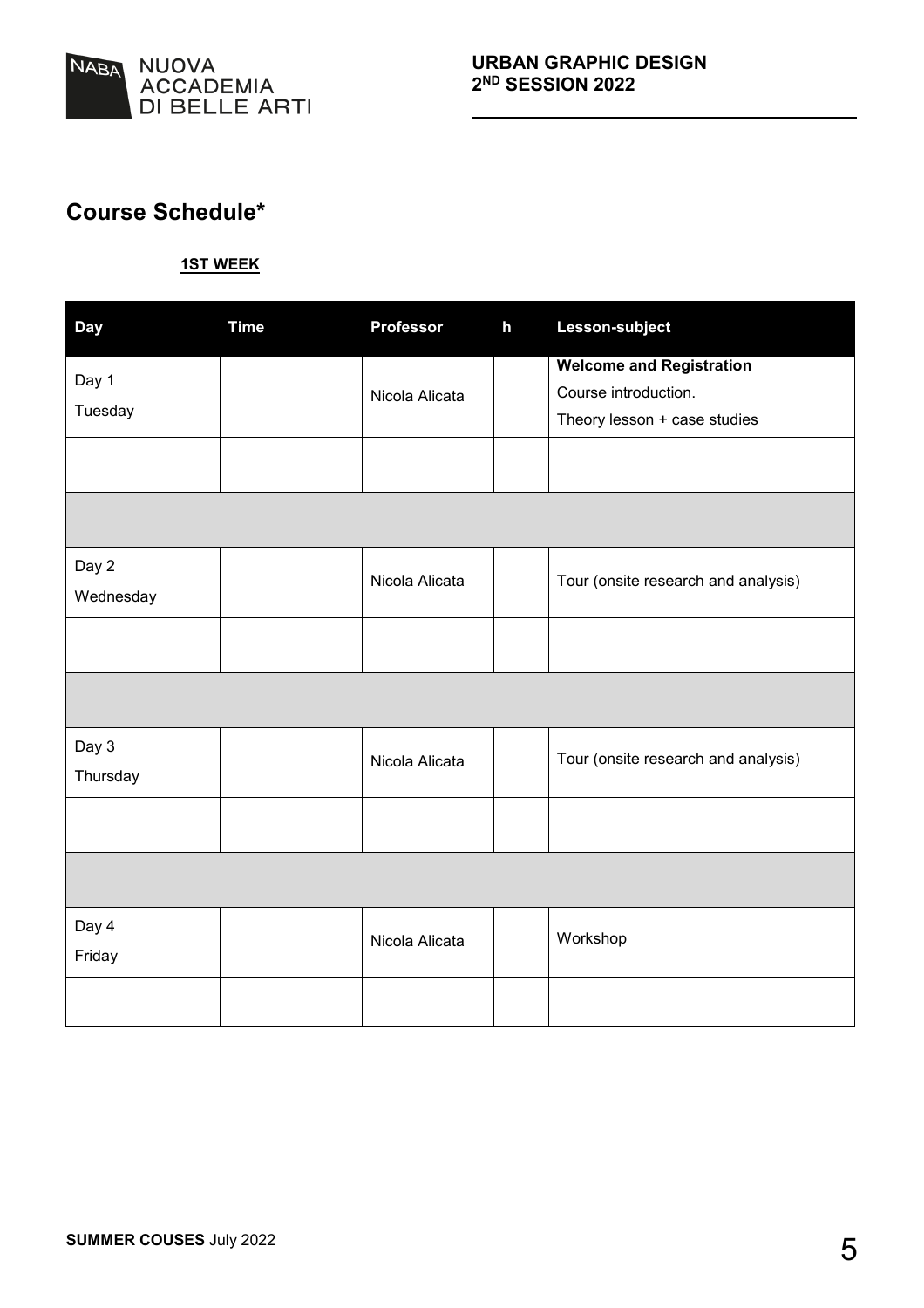## Course Schedule*

**1ST WEEK**

| Day | Time | Professor | h | Lesson-subject |
|---|---|---|---|---|
| Day 1 Tuesday | | Nicola Alicata | | **Welcome and Registration** Course introduction. Theory lesson + case studies |
| | | | | |
| | | | | |
| Day 2 Wednesday | | Nicola Alicata | | Tour (onsite research and analysis) |
| | | | | |
| | | | | |
| Day 3 Thursday | | Nicola Alicata | | Tour (onsite research and analysis) |
| | | | | |
| | | | | |
| Day 4 Friday | | Nicola Alicata | | Workshop |
| | | | | |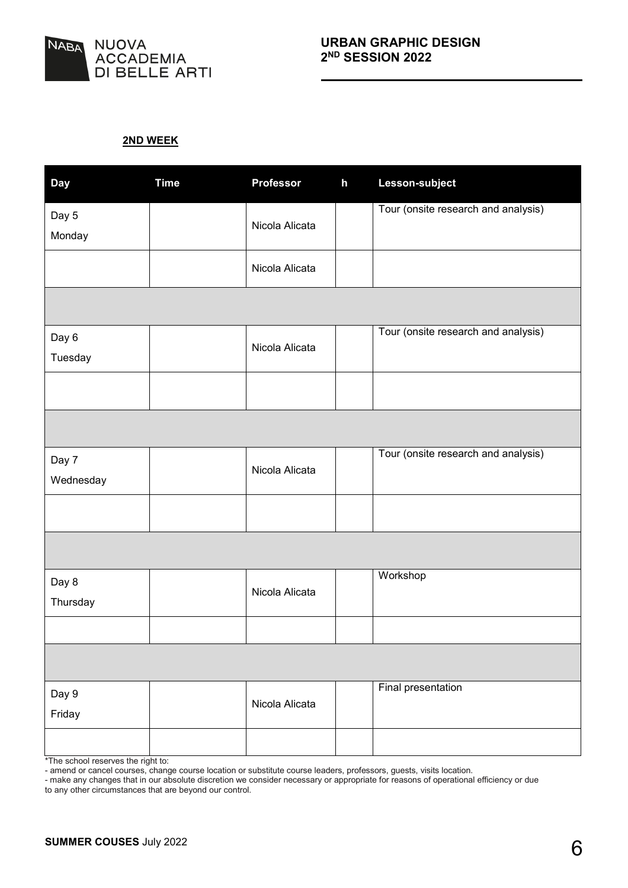**2ND WEEK**

| Day | Time | Professor | h | Lesson-subject |
|---|---|---|---|---|
| Day 5 Monday | | Nicola Alicata | | Tour (onsite research and analysis) |
| | | Nicola Alicata | | |
| | | | | |
| Day 6 Tuesday | | Nicola Alicata | | Tour (onsite research and analysis) |
| | | | | |
| | | | | |
| Day 7 Wednesday | | Nicola Alicata | | Tour (onsite research and analysis) |
| | | | | |
| | | | | |
| Day 8 Thursday | | Nicola Alicata | | Workshop |
| | | | | |
| | | | | |
| Day 9 Friday | | Nicola Alicata | | Final presentation |
| | | | | |

*The school reserves the right to:
- amend or cancel courses, change course location or substitute course leaders, professors, guests, visits location.
- make any changes that in our absolute discretion we consider necessary or appropriate for reasons of operational efficiency or due to any other circumstances that are beyond our control.